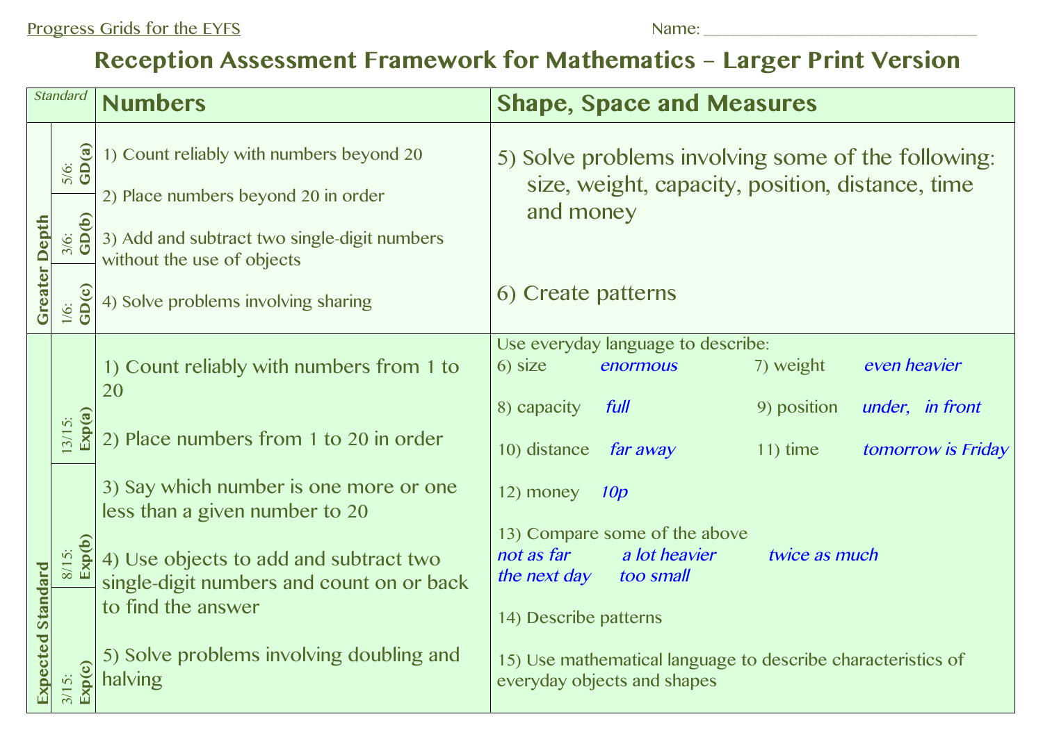Progress Grids for the EYFS

Name: ______________________________

# Reception Assessment Framework for Mathematics – Larger Print Version

| Standard | | Numbers | Shape, Space and Measures |
|---|---|---|---|
| Greater Depth | 5/6: GD(a)<br>3/6: GD(b)<br>1/6: GD(c) | 1) Count reliably with numbers beyond 20<br>2) Place numbers beyond 20 in order<br>3) Add and subtract two single-digit numbers without the use of objects<br>4) Solve problems involving sharing | 5) Solve problems involving some of the following: size, weight, capacity, position, distance, time and money<br>6) Create patterns |
| Expected Standard | 13/15: Exp(a)<br>8/15: Exp(b)<br>3/15: Exp(c) | 1) Count reliably with numbers from 1 to 20<br>2) Place numbers from 1 to 20 in order<br>3) Say which number is one more or one less than a given number to 20<br>4) Use objects to add and subtract two single-digit numbers and count on or back to find the answer<br>5) Solve problems involving doubling and halving | Use everyday language to describe:<br>6) size *enormous*<br>7) weight *even heavier*<br>8) capacity *full*<br>9) position *under, in front*<br>10) distance *far away*<br>11) time *tomorrow is Friday*<br>12) money *10p*<br>13) Compare some of the above *not as far* *a lot heavier* *twice as much* *the next day* *too small*<br>14) Describe patterns<br>15) Use mathematical language to describe characteristics of everyday objects and shapes |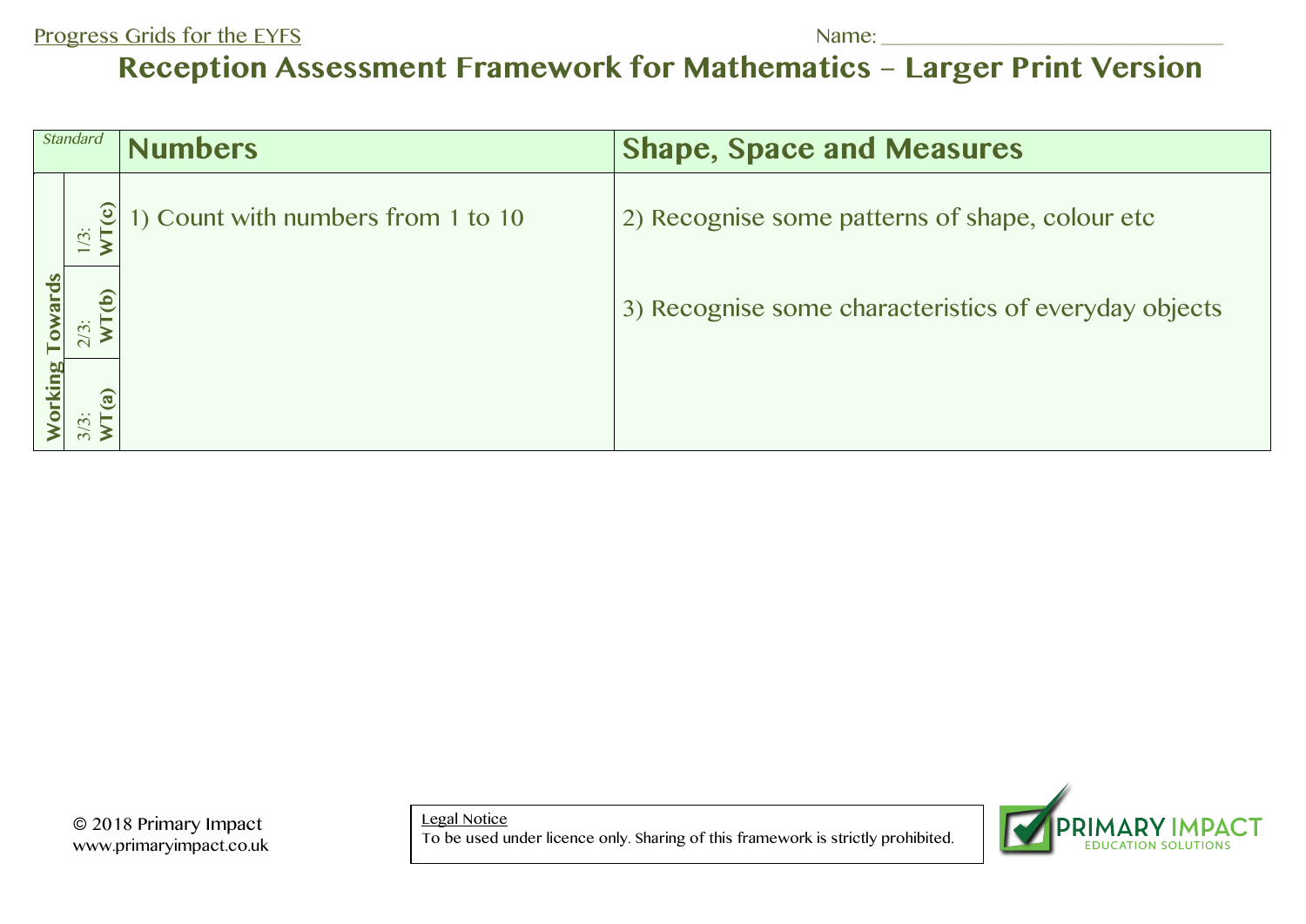Progress Grids for the EYFS

Name: ______________________________

# Reception Assessment Framework for Mathematics – Larger Print Version

| *Standard* | | Numbers | Shape, Space and Measures |
|---|---|---|---|
| Working Towards | 1/3: **WT(c)** | 1) Count with numbers from 1 to 10 | 2) Recognise some patterns of shape, colour etc |
| | 2/3: **WT(b)** | | 3) Recognise some characteristics of everyday objects |
| | 3/3: **WT(a)** | | |

© 2018 Primary Impact
www.primaryimpact.co.uk

Legal Notice
To be used under licence only. Sharing of this framework is strictly prohibited.

PRIMARY IMPACT
EDUCATION SOLUTIONS